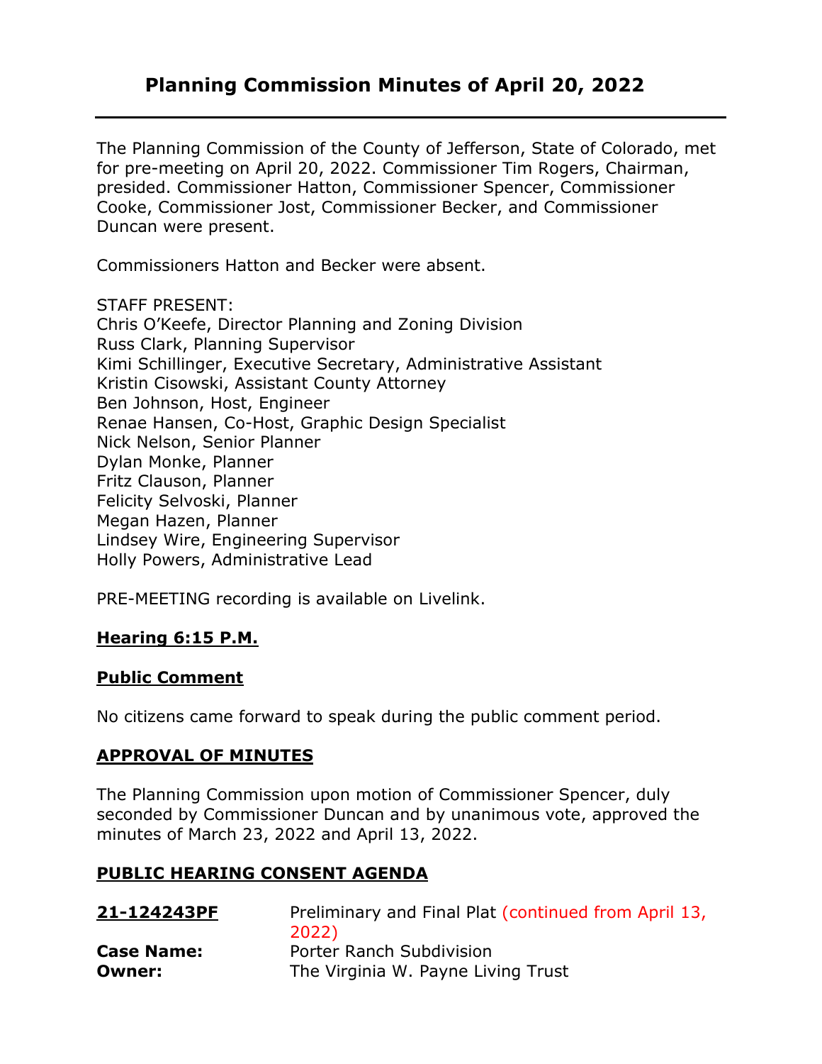# Planning Commission Minutes of April 20, 2022

---

The Planning Commission of the County of Jefferson, State of Colorado, met for pre-meeting on April 20, 2022. Commissioner Tim Rogers, Chairman, presided. Commissioner Hatton, Commissioner Spencer, Commissioner Cooke, Commissioner Jost, Commissioner Becker, and Commissioner Duncan were present.

Commissioners Hatton and Becker were absent.

STAFF PRESENT:
Chris O'Keefe, Director Planning and Zoning Division
Russ Clark, Planning Supervisor
Kimi Schillinger, Executive Secretary, Administrative Assistant
Kristin Cisowski, Assistant County Attorney
Ben Johnson, Host, Engineer
Renae Hansen, Co-Host, Graphic Design Specialist
Nick Nelson, Senior Planner
Dylan Monke, Planner
Fritz Clauson, Planner
Felicity Selvoski, Planner
Megan Hazen, Planner
Lindsey Wire, Engineering Supervisor
Holly Powers, Administrative Lead

PRE-MEETING recording is available on Livelink.

**Hearing 6:15 P.M.**

**Public Comment**

No citizens came forward to speak during the public comment period.

**APPROVAL OF MINUTES**

The Planning Commission upon motion of Commissioner Spencer, duly seconded by Commissioner Duncan and by unanimous vote, approved the minutes of March 23, 2022 and April 13, 2022.

**PUBLIC HEARING CONSENT AGENDA**

| | |
|---|---|
| **21-124243PF** | Preliminary and Final Plat (continued from April 13, 2022) |
| **Case Name:** | Porter Ranch Subdivision |
| **Owner:** | The Virginia W. Payne Living Trust |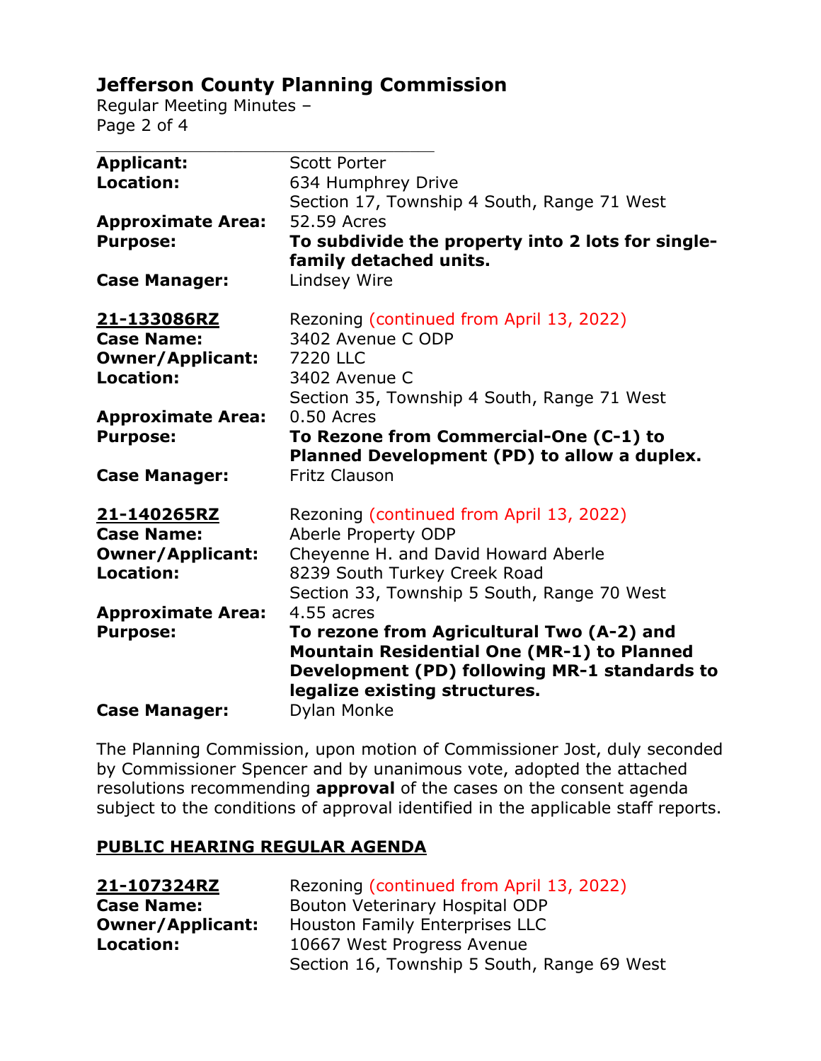**Applicant:** Scott Porter
**Location:** 634 Humphrey Drive
Section 17, Township 4 South, Range 71 West
**Approximate Area:** 52.59 Acres
**Purpose:** **To subdivide the property into 2 lots for single-family detached units.**
**Case Manager:** Lindsey Wire

**21-133086RZ** Rezoning (continued from April 13, 2022)
**Case Name:** 3402 Avenue C ODP
**Owner/Applicant:** 7220 LLC
**Location:** 3402 Avenue C
Section 35, Township 4 South, Range 71 West
**Approximate Area:** 0.50 Acres
**Purpose:** **To Rezone from Commercial-One (C-1) to Planned Development (PD) to allow a duplex.**
**Case Manager:** Fritz Clauson

**21-140265RZ** Rezoning (continued from April 13, 2022)
**Case Name:** Aberle Property ODP
**Owner/Applicant:** Cheyenne H. and David Howard Aberle
**Location:** 8239 South Turkey Creek Road
Section 33, Township 5 South, Range 70 West
**Approximate Area:** 4.55 acres
**Purpose:** **To rezone from Agricultural Two (A-2) and Mountain Residential One (MR-1) to Planned Development (PD) following MR-1 standards to legalize existing structures.**
**Case Manager:** Dylan Monke

The Planning Commission, upon motion of Commissioner Jost, duly seconded by Commissioner Spencer and by unanimous vote, adopted the attached resolutions recommending **approval** of the cases on the consent agenda subject to the conditions of approval identified in the applicable staff reports.

## PUBLIC HEARING REGULAR AGENDA

**21-107324RZ** Rezoning (continued from April 13, 2022)
**Case Name:** Bouton Veterinary Hospital ODP
**Owner/Applicant:** Houston Family Enterprises LLC
**Location:** 10667 West Progress Avenue
Section 16, Township 5 South, Range 69 West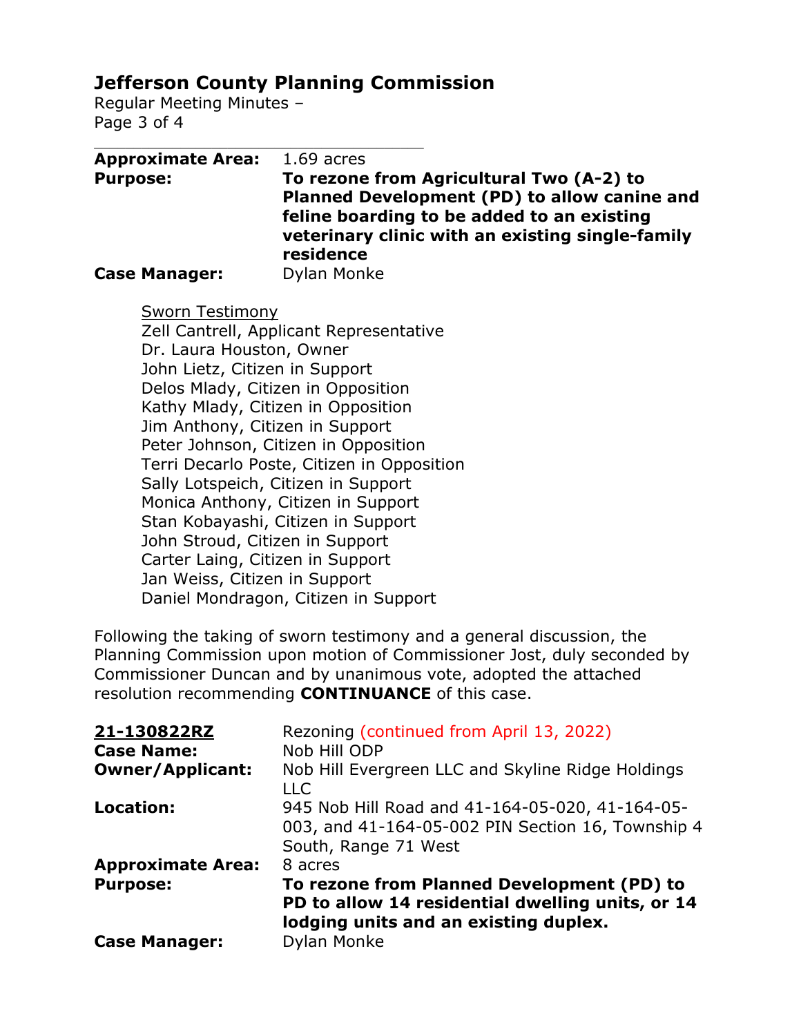| | |
|---|---|
| **Approximate Area:** | 1.69 acres |
| **Purpose:** | **To rezone from Agricultural Two (A-2) to Planned Development (PD) to allow canine and feline boarding to be added to an existing veterinary clinic with an existing single-family residence** |
| **Case Manager:** | Dylan Monke |

Sworn Testimony
Zell Cantrell, Applicant Representative
Dr. Laura Houston, Owner
John Lietz, Citizen in Support
Delos Mlady, Citizen in Opposition
Kathy Mlady, Citizen in Opposition
Jim Anthony, Citizen in Support
Peter Johnson, Citizen in Opposition
Terri Decarlo Poste, Citizen in Opposition
Sally Lotspeich, Citizen in Support
Monica Anthony, Citizen in Support
Stan Kobayashi, Citizen in Support
John Stroud, Citizen in Support
Carter Laing, Citizen in Support
Jan Weiss, Citizen in Support
Daniel Mondragon, Citizen in Support

Following the taking of sworn testimony and a general discussion, the Planning Commission upon motion of Commissioner Jost, duly seconded by Commissioner Duncan and by unanimous vote, adopted the attached resolution recommending **CONTINUANCE** of this case.

| | |
|---|---|
| **21-130822RZ** | Rezoning (continued from April 13, 2022) |
| **Case Name:** | Nob Hill ODP |
| **Owner/Applicant:** | Nob Hill Evergreen LLC and Skyline Ridge Holdings LLC |
| **Location:** | 945 Nob Hill Road and 41-164-05-020, 41-164-05-003, and 41-164-05-002 PIN Section 16, Township 4 South, Range 71 West |
| **Approximate Area:** | 8 acres |
| **Purpose:** | **To rezone from Planned Development (PD) to PD to allow 14 residential dwelling units, or 14 lodging units and an existing duplex.** |
| **Case Manager:** | Dylan Monke |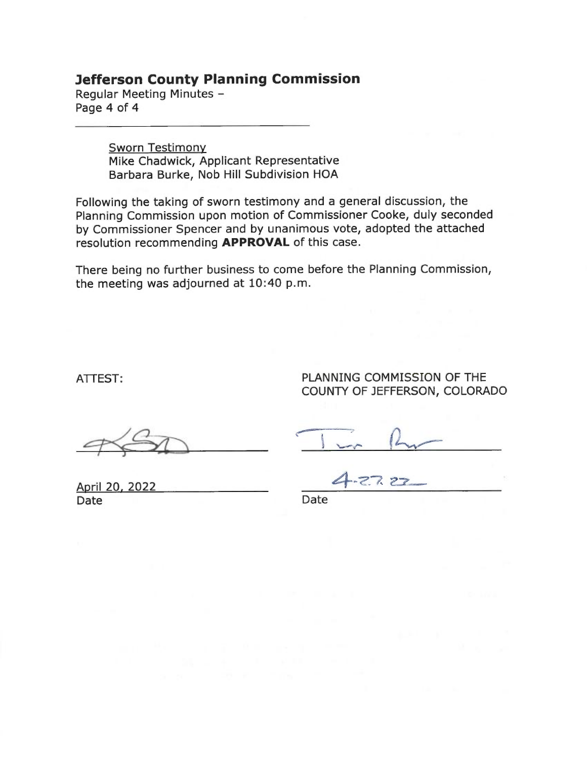Sworn Testimony
Mike Chadwick, Applicant Representative
Barbara Burke, Nob Hill Subdivision HOA

Following the taking of sworn testimony and a general discussion, the Planning Commission upon motion of Commissioner Cooke, duly seconded by Commissioner Spencer and by unanimous vote, adopted the attached resolution recommending **APPROVAL** of this case.

There being no further business to come before the Planning Commission, the meeting was adjourned at 10:40 p.m.

ATTEST:

April 20, 2022
Date

PLANNING COMMISSION OF THE COUNTY OF JEFFERSON, COLORADO

4-27-22
Date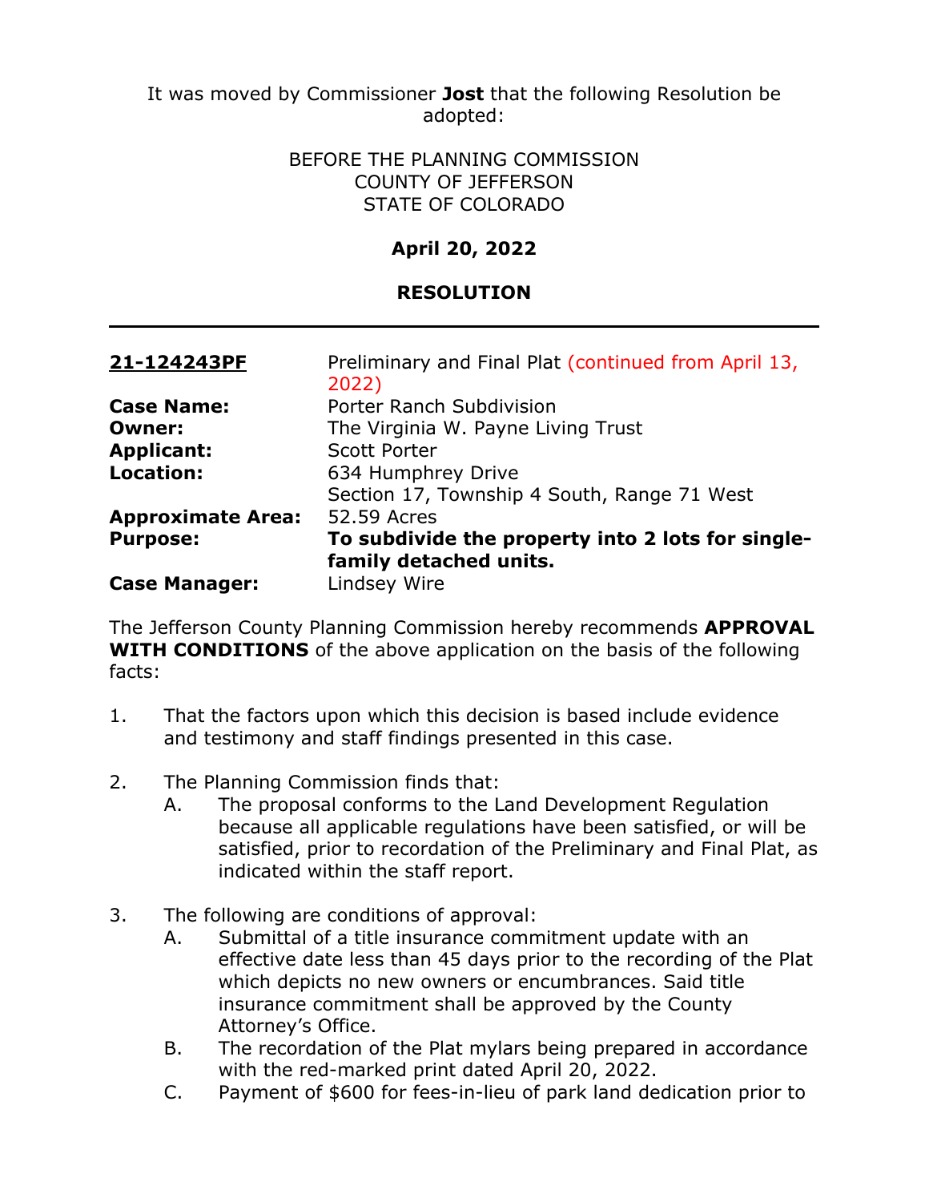It was moved by Commissioner **Jost** that the following Resolution be adopted:

BEFORE THE PLANNING COMMISSION
COUNTY OF JEFFERSON
STATE OF COLORADO

**April 20, 2022**

**RESOLUTION**

---

| | |
|---|---|
| **21-124243PF** | Preliminary and Final Plat (continued from April 13, 2022) |
| **Case Name:** | Porter Ranch Subdivision |
| **Owner:** | The Virginia W. Payne Living Trust |
| **Applicant:** | Scott Porter |
| **Location:** | 634 Humphrey Drive<br>Section 17, Township 4 South, Range 71 West |
| **Approximate Area:** | 52.59 Acres |
| **Purpose:** | **To subdivide the property into 2 lots for single-family detached units.** |
| **Case Manager:** | Lindsey Wire |

The Jefferson County Planning Commission hereby recommends **APPROVAL WITH CONDITIONS** of the above application on the basis of the following facts:

1. That the factors upon which this decision is based include evidence and testimony and staff findings presented in this case.

2. The Planning Commission finds that:
   A. The proposal conforms to the Land Development Regulation because all applicable regulations have been satisfied, or will be satisfied, prior to recordation of the Preliminary and Final Plat, as indicated within the staff report.

3. The following are conditions of approval:
   A. Submittal of a title insurance commitment update with an effective date less than 45 days prior to the recording of the Plat which depicts no new owners or encumbrances. Said title insurance commitment shall be approved by the County Attorney's Office.
   B. The recordation of the Plat mylars being prepared in accordance with the red-marked print dated April 20, 2022.
   C. Payment of $600 for fees-in-lieu of park land dedication prior to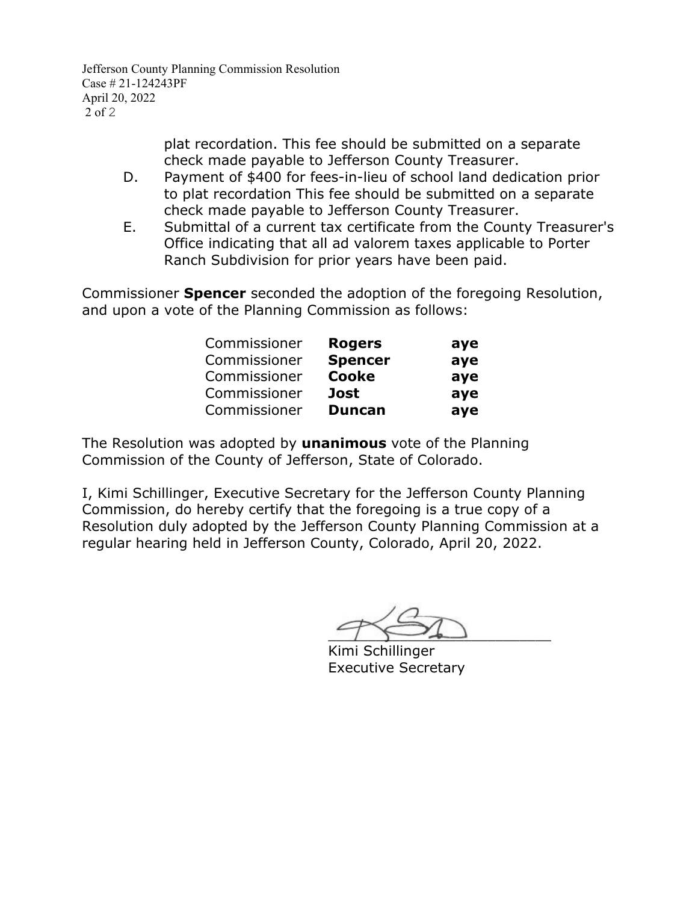plat recordation. This fee should be submitted on a separate check made payable to Jefferson County Treasurer.

D. Payment of $400 for fees-in-lieu of school land dedication prior to plat recordation This fee should be submitted on a separate check made payable to Jefferson County Treasurer.

E. Submittal of a current tax certificate from the County Treasurer's Office indicating that all ad valorem taxes applicable to Porter Ranch Subdivision for prior years have been paid.

Commissioner **Spencer** seconded the adoption of the foregoing Resolution, and upon a vote of the Planning Commission as follows:

| | | |
|---|---|---|
| Commissioner | **Rogers** | **aye** |
| Commissioner | **Spencer** | **aye** |
| Commissioner | **Cooke** | **aye** |
| Commissioner | **Jost** | **aye** |
| Commissioner | **Duncan** | **aye** |

The Resolution was adopted by **unanimous** vote of the Planning Commission of the County of Jefferson, State of Colorado.

I, Kimi Schillinger, Executive Secretary for the Jefferson County Planning Commission, do hereby certify that the foregoing is a true copy of a Resolution duly adopted by the Jefferson County Planning Commission at a regular hearing held in Jefferson County, Colorado, April 20, 2022.

\_\_\_\_\_\_\_\_\_\_\_\_\_\_\_\_\_\_\_\_\_\_\_\_\_\_

Kimi Schillinger
Executive Secretary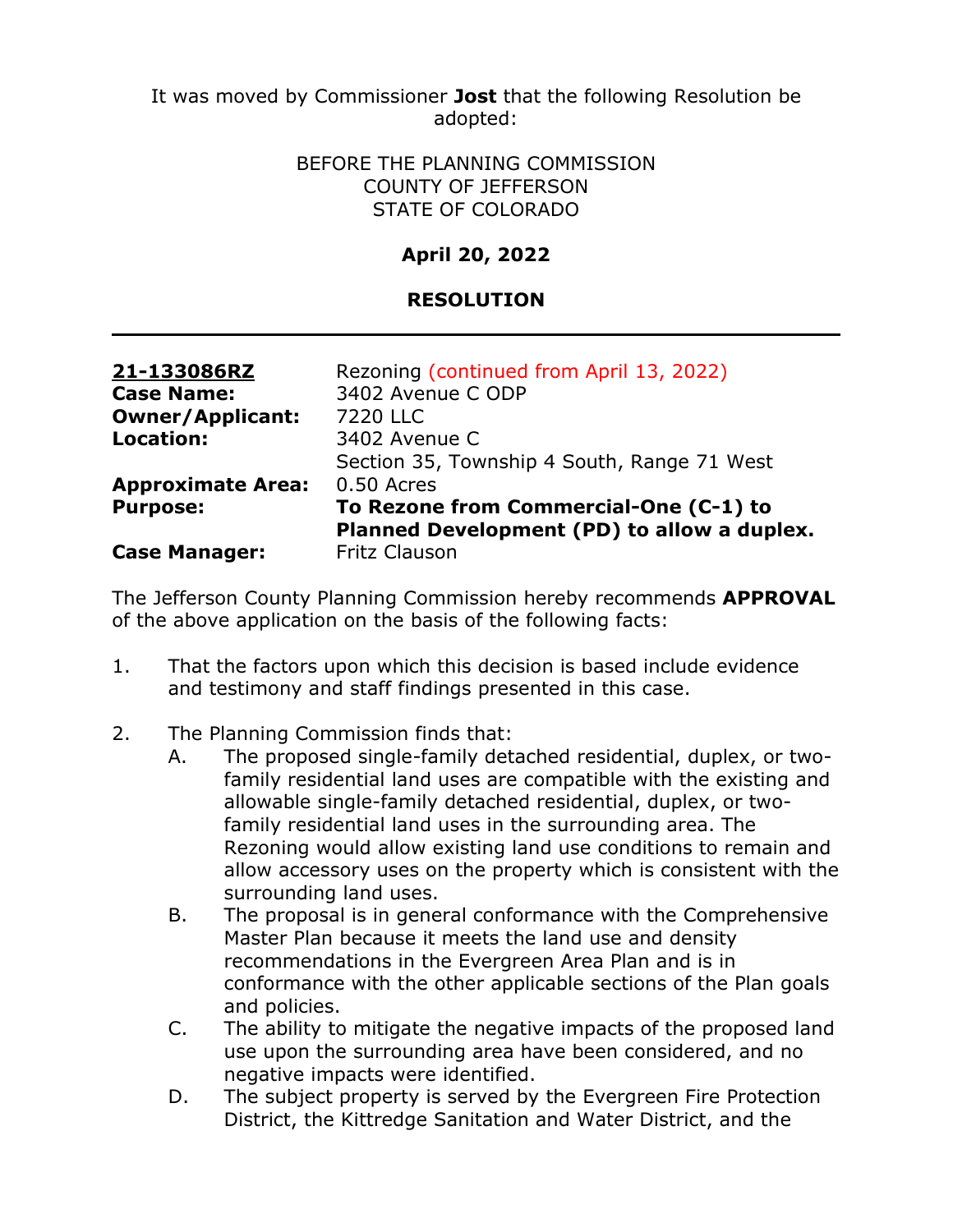It was moved by Commissioner **Jost** that the following Resolution be adopted:

BEFORE THE PLANNING COMMISSION
COUNTY OF JEFFERSON
STATE OF COLORADO

**April 20, 2022**

**RESOLUTION**

---

| | |
|---|---|
| **21-133086RZ** | Rezoning (continued from April 13, 2022) |
| **Case Name:** | 3402 Avenue C ODP |
| **Owner/Applicant:** | 7220 LLC |
| **Location:** | 3402 Avenue C<br>Section 35, Township 4 South, Range 71 West |
| **Approximate Area:** | 0.50 Acres |
| **Purpose:** | **To Rezone from Commercial-One (C-1) to Planned Development (PD) to allow a duplex.** |
| **Case Manager:** | Fritz Clauson |

The Jefferson County Planning Commission hereby recommends **APPROVAL** of the above application on the basis of the following facts:

1. That the factors upon which this decision is based include evidence and testimony and staff findings presented in this case.

2. The Planning Commission finds that:
   A. The proposed single-family detached residential, duplex, or two-family residential land uses are compatible with the existing and allowable single-family detached residential, duplex, or two-family residential land uses in the surrounding area. The Rezoning would allow existing land use conditions to remain and allow accessory uses on the property which is consistent with the surrounding land uses.
   B. The proposal is in general conformance with the Comprehensive Master Plan because it meets the land use and density recommendations in the Evergreen Area Plan and is in conformance with the other applicable sections of the Plan goals and policies.
   C. The ability to mitigate the negative impacts of the proposed land use upon the surrounding area have been considered, and no negative impacts were identified.
   D. The subject property is served by the Evergreen Fire Protection District, the Kittredge Sanitation and Water District, and the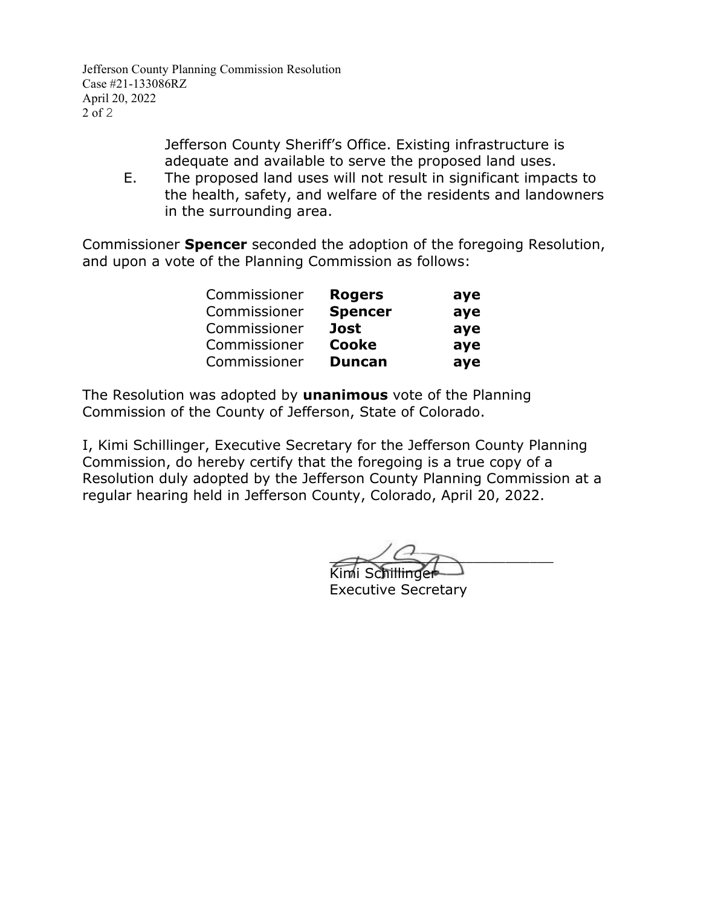Jefferson County Sheriff's Office. Existing infrastructure is adequate and available to serve the proposed land uses.

E. The proposed land uses will not result in significant impacts to the health, safety, and welfare of the residents and landowners in the surrounding area.

Commissioner **Spencer** seconded the adoption of the foregoing Resolution, and upon a vote of the Planning Commission as follows:

| | | |
|---|---|---|
| Commissioner | **Rogers** | **aye** |
| Commissioner | **Spencer** | **aye** |
| Commissioner | **Jost** | **aye** |
| Commissioner | **Cooke** | **aye** |
| Commissioner | **Duncan** | **aye** |

The Resolution was adopted by **unanimous** vote of the Planning Commission of the County of Jefferson, State of Colorado.

I, Kimi Schillinger, Executive Secretary for the Jefferson County Planning Commission, do hereby certify that the foregoing is a true copy of a Resolution duly adopted by the Jefferson County Planning Commission at a regular hearing held in Jefferson County, Colorado, April 20, 2022.

\_\_\_\_\_\_\_\_\_\_\_\_\_\_\_\_\_\_\_\_\_\_\_\_\_\_

Kimi Schillinger
Executive Secretary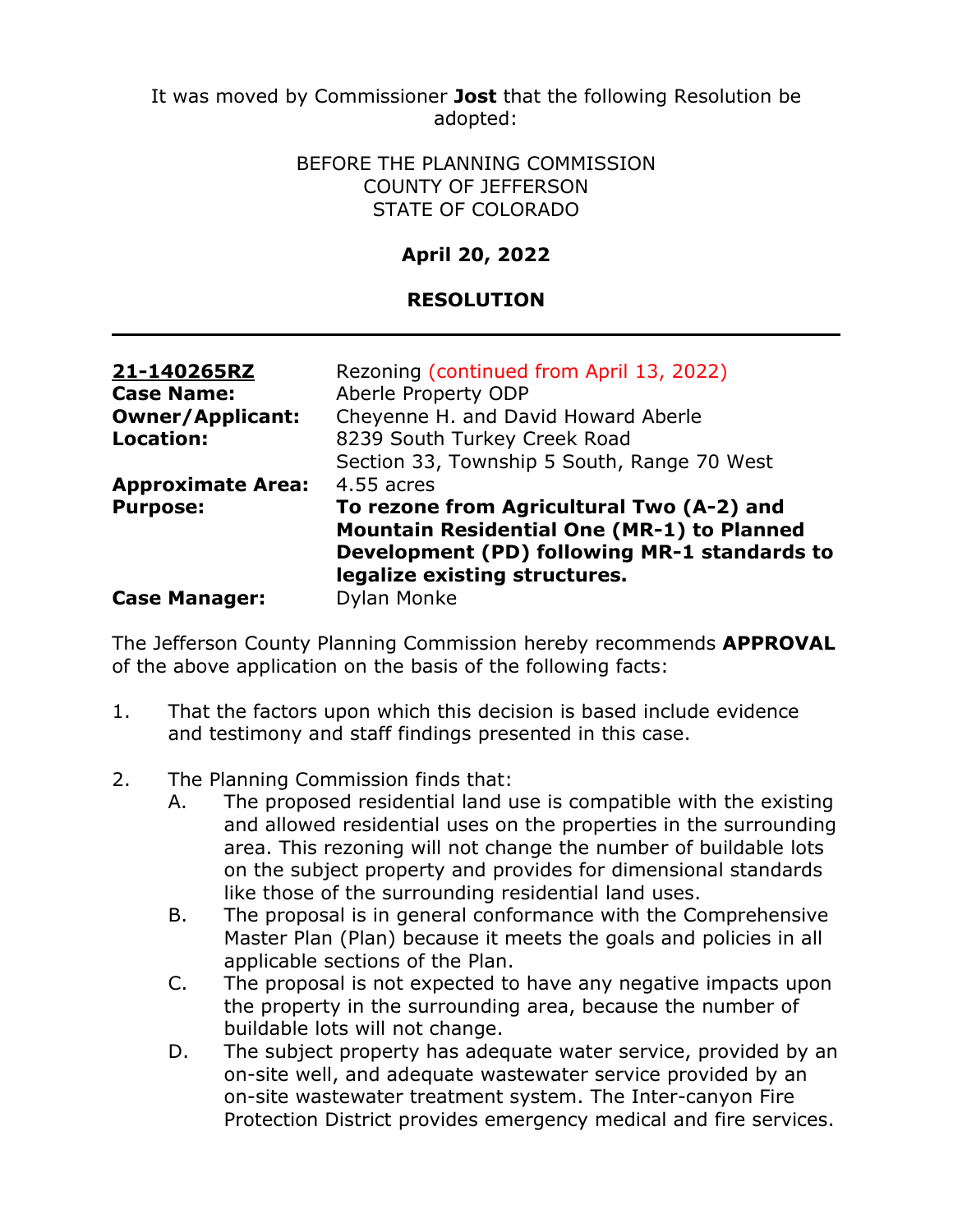It was moved by Commissioner **Jost** that the following Resolution be adopted:

BEFORE THE PLANNING COMMISSION
COUNTY OF JEFFERSON
STATE OF COLORADO

**April 20, 2022**

**RESOLUTION**

---

| | |
|---|---|
| **21-140265RZ** | Rezoning (continued from April 13, 2022) |
| **Case Name:** | Aberle Property ODP |
| **Owner/Applicant:** | Cheyenne H. and David Howard Aberle |
| **Location:** | 8239 South Turkey Creek Road<br>Section 33, Township 5 South, Range 70 West |
| **Approximate Area:** | 4.55 acres |
| **Purpose:** | **To rezone from Agricultural Two (A-2) and Mountain Residential One (MR-1) to Planned Development (PD) following MR-1 standards to legalize existing structures.** |
| **Case Manager:** | Dylan Monke |

The Jefferson County Planning Commission hereby recommends **APPROVAL** of the above application on the basis of the following facts:

1. That the factors upon which this decision is based include evidence and testimony and staff findings presented in this case.

2. The Planning Commission finds that:
   A. The proposed residential land use is compatible with the existing and allowed residential uses on the properties in the surrounding area. This rezoning will not change the number of buildable lots on the subject property and provides for dimensional standards like those of the surrounding residential land uses.
   B. The proposal is in general conformance with the Comprehensive Master Plan (Plan) because it meets the goals and policies in all applicable sections of the Plan.
   C. The proposal is not expected to have any negative impacts upon the property in the surrounding area, because the number of buildable lots will not change.
   D. The subject property has adequate water service, provided by an on-site well, and adequate wastewater service provided by an on-site wastewater treatment system. The Inter-canyon Fire Protection District provides emergency medical and fire services.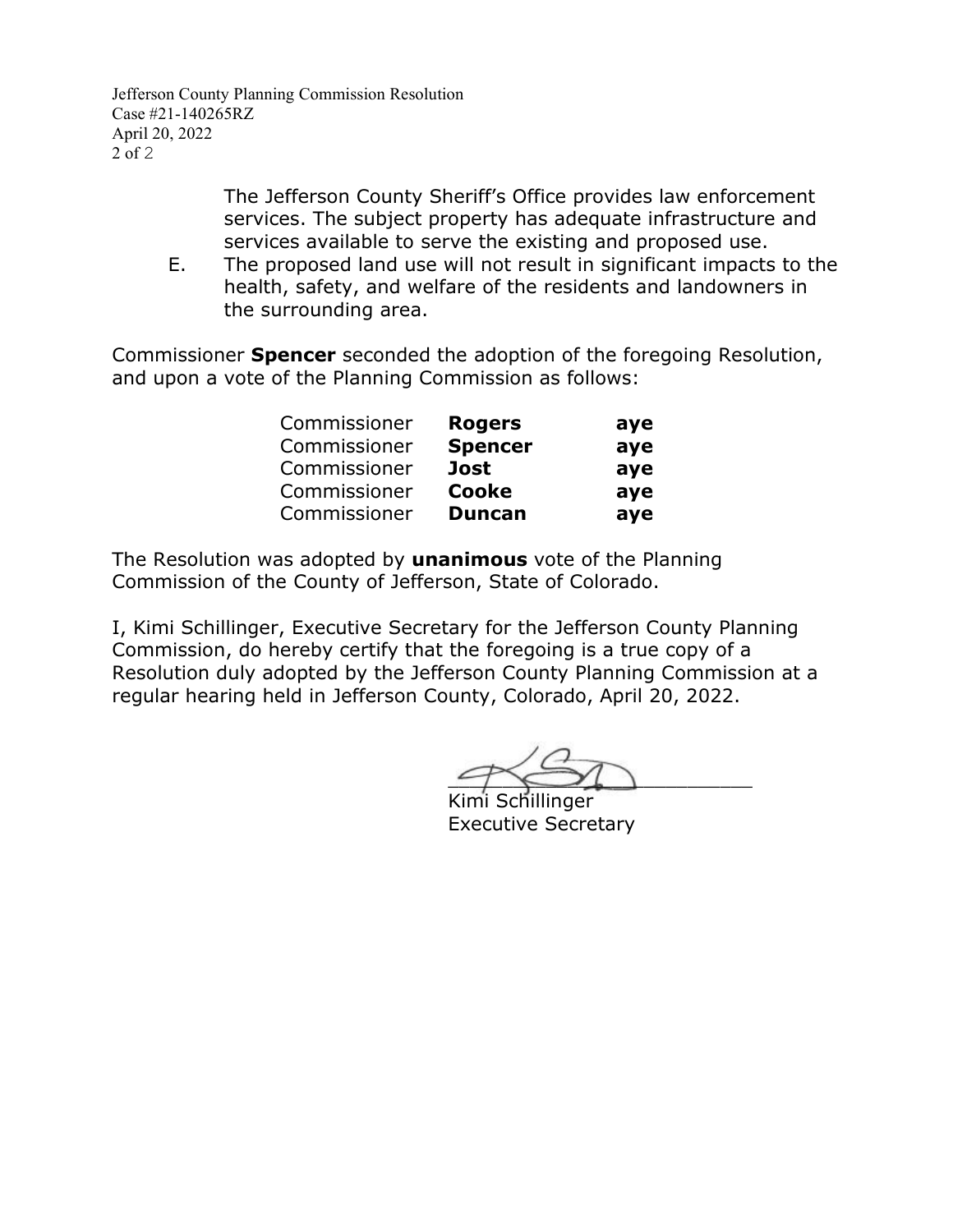The Jefferson County Sheriff's Office provides law enforcement services. The subject property has adequate infrastructure and services available to serve the existing and proposed use.

E. The proposed land use will not result in significant impacts to the health, safety, and welfare of the residents and landowners in the surrounding area.

Commissioner **Spencer** seconded the adoption of the foregoing Resolution, and upon a vote of the Planning Commission as follows:

| | | |
|---|---|---|
| Commissioner | **Rogers** | **aye** |
| Commissioner | **Spencer** | **aye** |
| Commissioner | **Jost** | **aye** |
| Commissioner | **Cooke** | **aye** |
| Commissioner | **Duncan** | **aye** |

The Resolution was adopted by **unanimous** vote of the Planning Commission of the County of Jefferson, State of Colorado.

I, Kimi Schillinger, Executive Secretary for the Jefferson County Planning Commission, do hereby certify that the foregoing is a true copy of a Resolution duly adopted by the Jefferson County Planning Commission at a regular hearing held in Jefferson County, Colorado, April 20, 2022.

Kimi Schillinger
Executive Secretary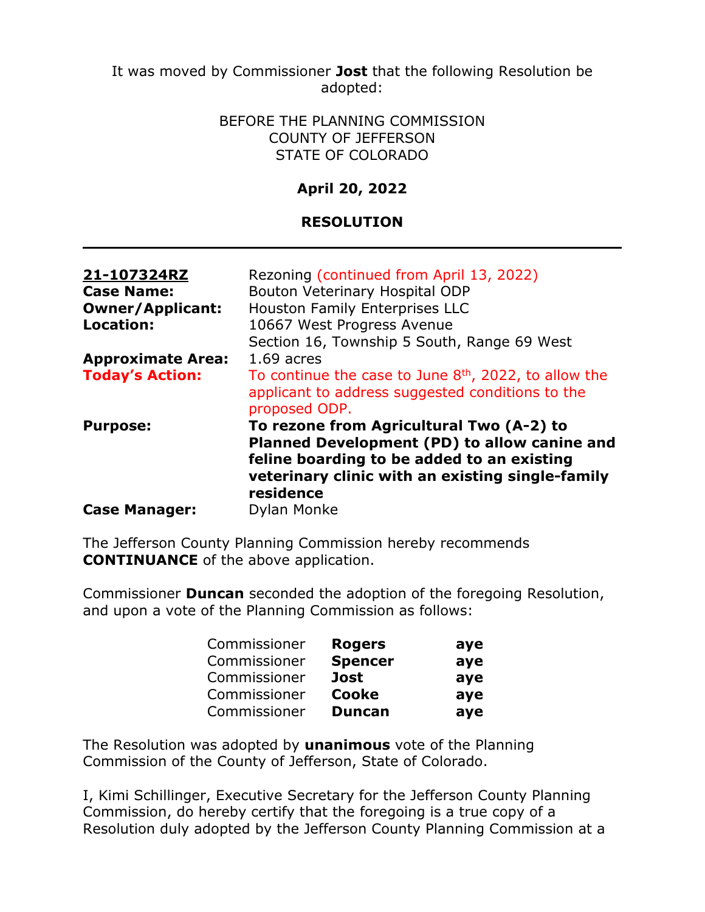It was moved by Commissioner **Jost** that the following Resolution be adopted:

BEFORE THE PLANNING COMMISSION
COUNTY OF JEFFERSON
STATE OF COLORADO

**April 20, 2022**

**RESOLUTION**

---

| | |
|---|---|
| **21-107324RZ** | Rezoning (continued from April 13, 2022) |
| **Case Name:** | Bouton Veterinary Hospital ODP |
| **Owner/Applicant:** | Houston Family Enterprises LLC |
| **Location:** | 10667 West Progress Avenue<br>Section 16, Township 5 South, Range 69 West |
| **Approximate Area:** | 1.69 acres |
| **Today's Action:** | To continue the case to June 8th, 2022, to allow the applicant to address suggested conditions to the proposed ODP. |
| **Purpose:** | **To rezone from Agricultural Two (A-2) to Planned Development (PD) to allow canine and feline boarding to be added to an existing veterinary clinic with an existing single-family residence** |
| **Case Manager:** | Dylan Monke |

The Jefferson County Planning Commission hereby recommends **CONTINUANCE** of the above application.

Commissioner **Duncan** seconded the adoption of the foregoing Resolution, and upon a vote of the Planning Commission as follows:

| | | |
|---|---|---|
| Commissioner | **Rogers** | **aye** |
| Commissioner | **Spencer** | **aye** |
| Commissioner | **Jost** | **aye** |
| Commissioner | **Cooke** | **aye** |
| Commissioner | **Duncan** | **aye** |

The Resolution was adopted by **unanimous** vote of the Planning Commission of the County of Jefferson, State of Colorado.

I, Kimi Schillinger, Executive Secretary for the Jefferson County Planning Commission, do hereby certify that the foregoing is a true copy of a Resolution duly adopted by the Jefferson County Planning Commission at a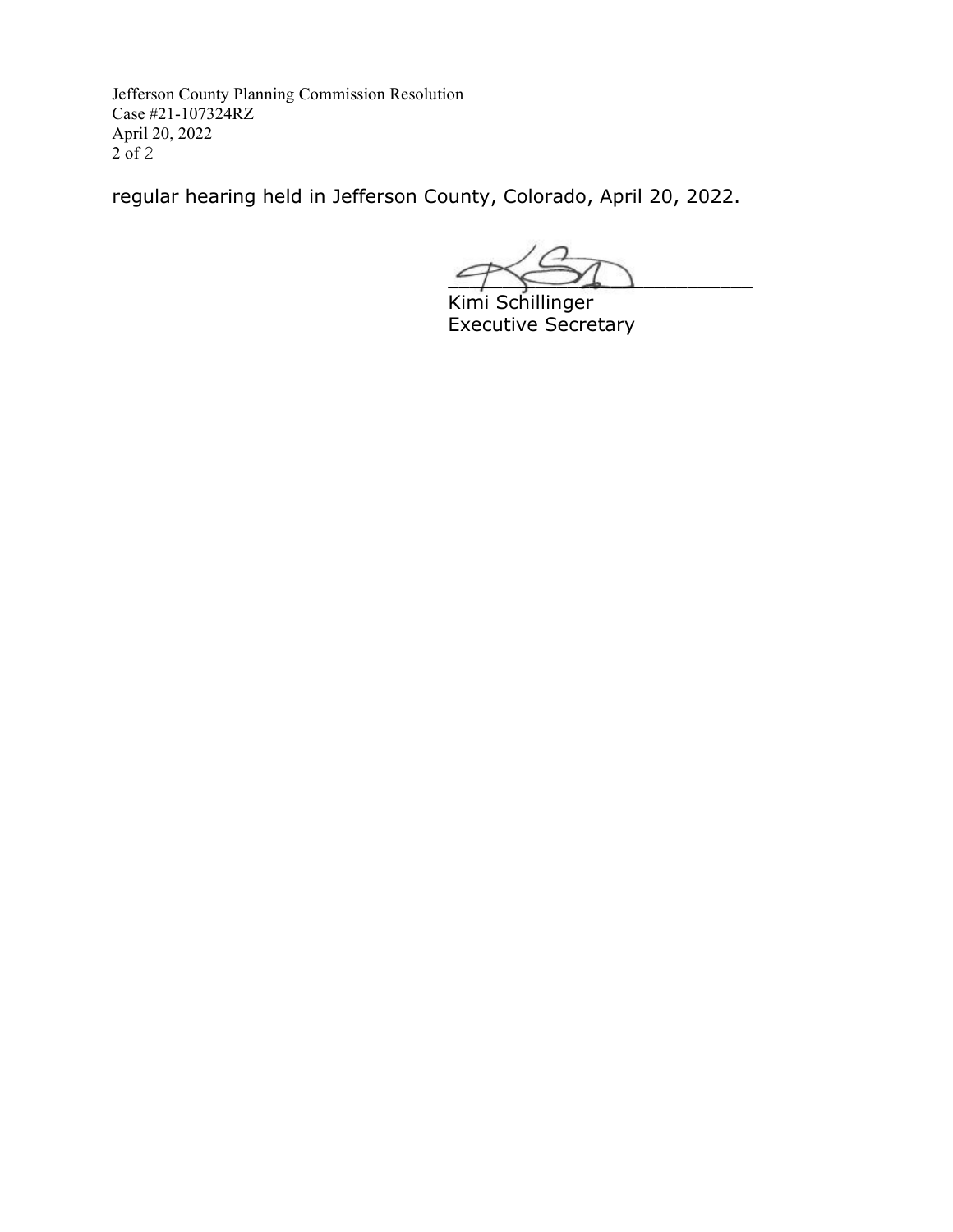regular hearing held in Jefferson County, Colorado, April 20, 2022.

Kimi Schillinger
Executive Secretary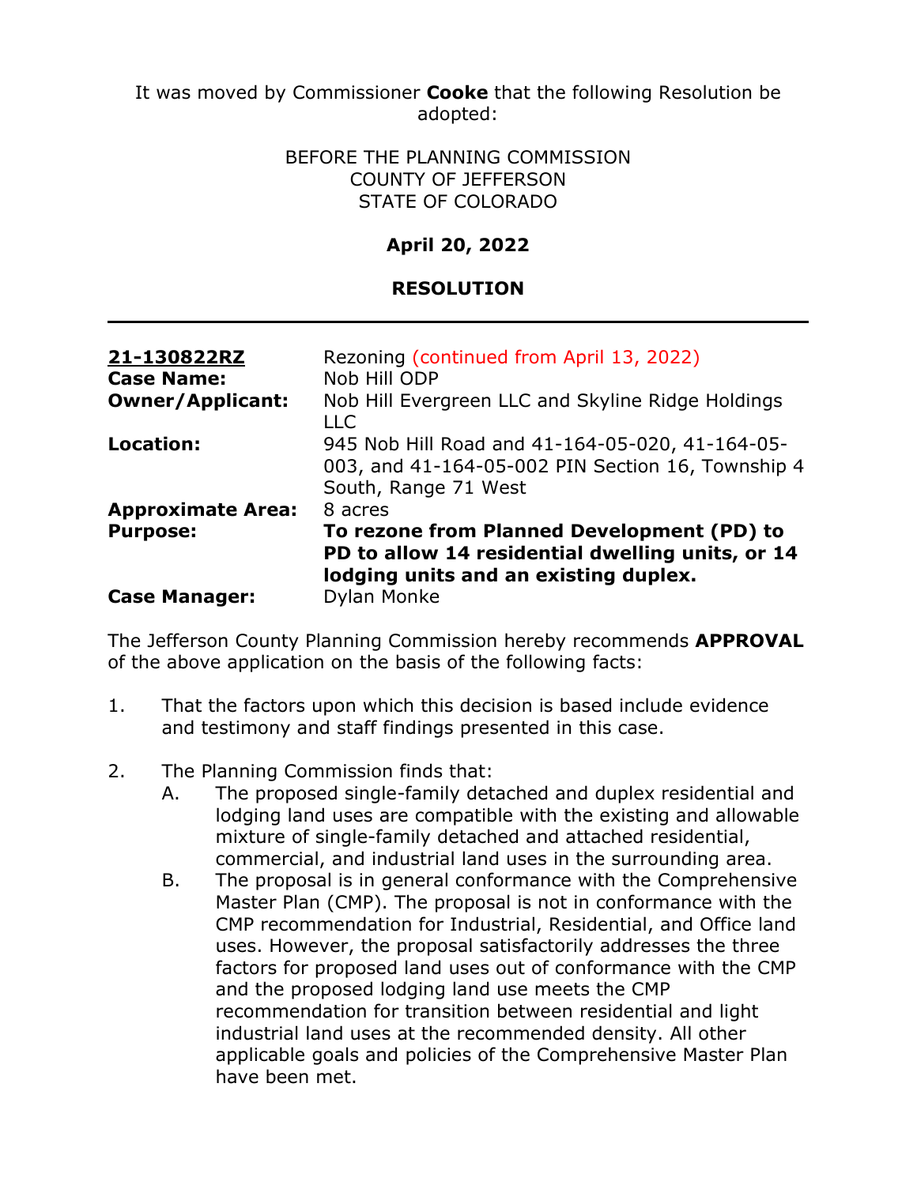It was moved by Commissioner **Cooke** that the following Resolution be adopted:

BEFORE THE PLANNING COMMISSION
COUNTY OF JEFFERSON
STATE OF COLORADO

**April 20, 2022**

**RESOLUTION**

---

| | |
|---|---|
| **21-130822RZ** | Rezoning (continued from April 13, 2022) |
| **Case Name:** | Nob Hill ODP |
| **Owner/Applicant:** | Nob Hill Evergreen LLC and Skyline Ridge Holdings LLC |
| **Location:** | 945 Nob Hill Road and 41-164-05-020, 41-164-05-003, and 41-164-05-002 PIN Section 16, Township 4 South, Range 71 West |
| **Approximate Area:** | 8 acres |
| **Purpose:** | **To rezone from Planned Development (PD) to PD to allow 14 residential dwelling units, or 14 lodging units and an existing duplex.** |
| **Case Manager:** | Dylan Monke |

The Jefferson County Planning Commission hereby recommends **APPROVAL** of the above application on the basis of the following facts:

1. That the factors upon which this decision is based include evidence and testimony and staff findings presented in this case.

2. The Planning Commission finds that:
   A. The proposed single-family detached and duplex residential and lodging land uses are compatible with the existing and allowable mixture of single-family detached and attached residential, commercial, and industrial land uses in the surrounding area.
   B. The proposal is in general conformance with the Comprehensive Master Plan (CMP). The proposal is not in conformance with the CMP recommendation for Industrial, Residential, and Office land uses. However, the proposal satisfactorily addresses the three factors for proposed land uses out of conformance with the CMP and the proposed lodging land use meets the CMP recommendation for transition between residential and light industrial land uses at the recommended density. All other applicable goals and policies of the Comprehensive Master Plan have been met.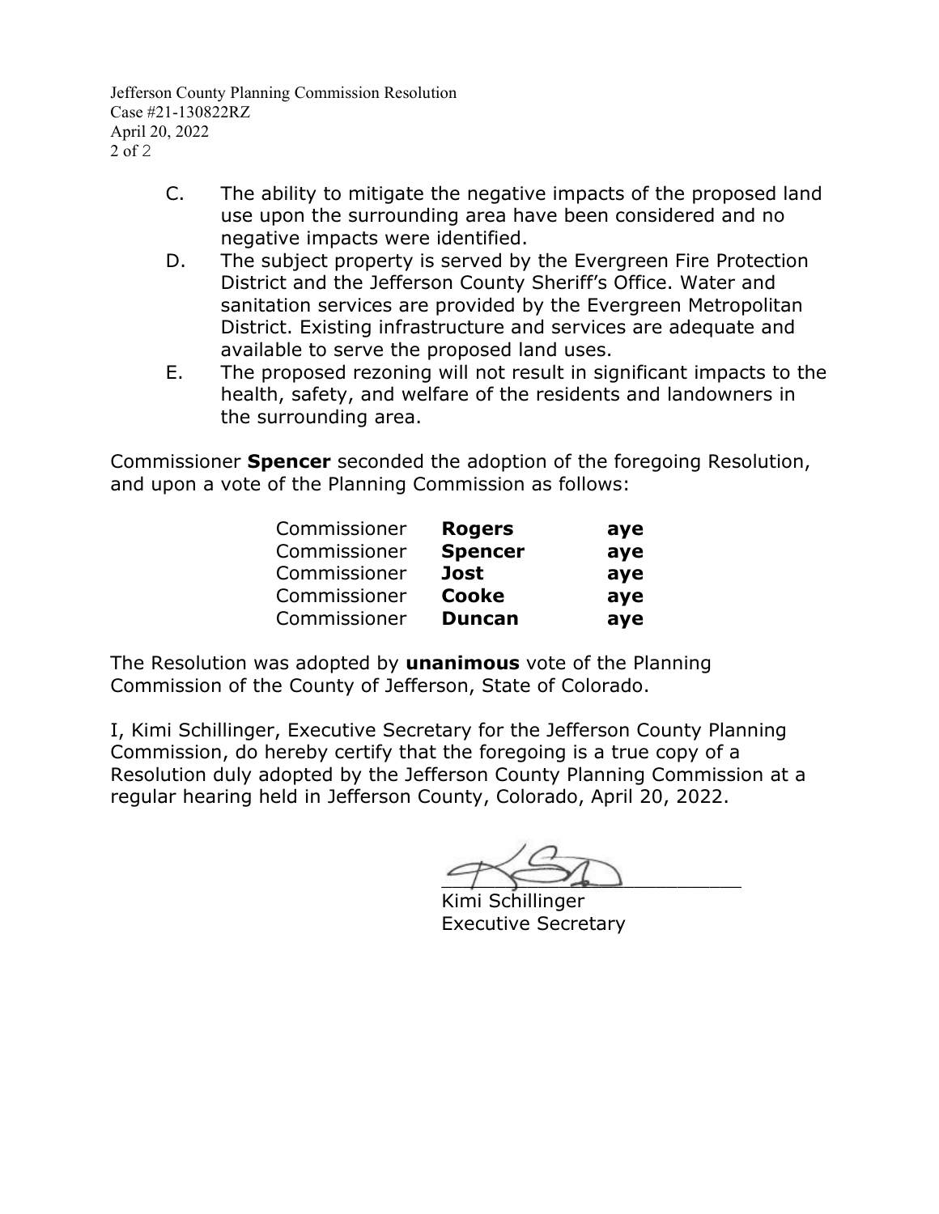C. The ability to mitigate the negative impacts of the proposed land use upon the surrounding area have been considered and no negative impacts were identified.

D. The subject property is served by the Evergreen Fire Protection District and the Jefferson County Sheriff's Office. Water and sanitation services are provided by the Evergreen Metropolitan District. Existing infrastructure and services are adequate and available to serve the proposed land uses.

E. The proposed rezoning will not result in significant impacts to the health, safety, and welfare of the residents and landowners in the surrounding area.

Commissioner **Spencer** seconded the adoption of the foregoing Resolution, and upon a vote of the Planning Commission as follows:

| | | |
|---|---|---|
| Commissioner | **Rogers** | **aye** |
| Commissioner | **Spencer** | **aye** |
| Commissioner | **Jost** | **aye** |
| Commissioner | **Cooke** | **aye** |
| Commissioner | **Duncan** | **aye** |

The Resolution was adopted by **unanimous** vote of the Planning Commission of the County of Jefferson, State of Colorado.

I, Kimi Schillinger, Executive Secretary for the Jefferson County Planning Commission, do hereby certify that the foregoing is a true copy of a Resolution duly adopted by the Jefferson County Planning Commission at a regular hearing held in Jefferson County, Colorado, April 20, 2022.

Kimi Schillinger
Executive Secretary